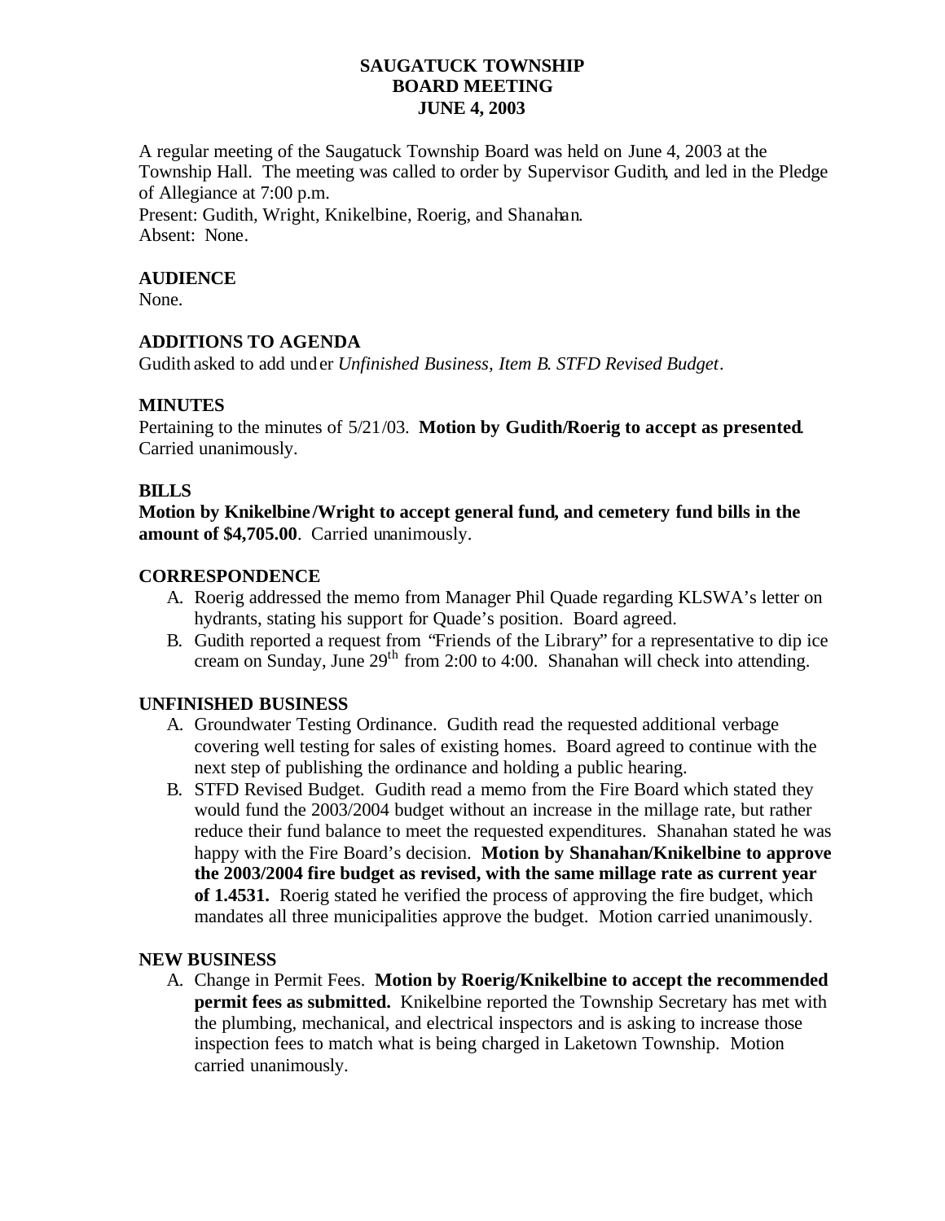# SAUGATUCK TOWNSHIP
## BOARD MEETING
## JUNE 4, 2003

A regular meeting of the Saugatuck Township Board was held on June 4, 2003 at the Township Hall. The meeting was called to order by Supervisor Gudith, and led in the Pledge of Allegiance at 7:00 p.m.
Present: Gudith, Wright, Knikelbine, Roerig, and Shanahan.
Absent: None.

### AUDIENCE

None.

### ADDITIONS TO AGENDA

Gudith asked to add under *Unfinished Business, Item B. STFD Revised Budget*.

### MINUTES

Pertaining to the minutes of 5/21/03. **Motion by Gudith/Roerig to accept as presented**. Carried unanimously.

### BILLS

**Motion by Knikelbine/Wright to accept general fund, and cemetery fund bills in the amount of $4,705.00**. Carried unanimously.

### CORRESPONDENCE

A. Roerig addressed the memo from Manager Phil Quade regarding KLSWA's letter on hydrants, stating his support for Quade's position. Board agreed.
B. Gudith reported a request from "Friends of the Library" for a representative to dip ice cream on Sunday, June 29th from 2:00 to 4:00. Shanahan will check into attending.

### UNFINISHED BUSINESS

A. Groundwater Testing Ordinance. Gudith read the requested additional verbage covering well testing for sales of existing homes. Board agreed to continue with the next step of publishing the ordinance and holding a public hearing.
B. STFD Revised Budget. Gudith read a memo from the Fire Board which stated they would fund the 2003/2004 budget without an increase in the millage rate, but rather reduce their fund balance to meet the requested expenditures. Shanahan stated he was happy with the Fire Board's decision. **Motion by Shanahan/Knikelbine to approve the 2003/2004 fire budget as revised, with the same millage rate as current year of 1.4531.** Roerig stated he verified the process of approving the fire budget, which mandates all three municipalities approve the budget. Motion carried unanimously.

### NEW BUSINESS

A. Change in Permit Fees. **Motion by Roerig/Knikelbine to accept the recommended permit fees as submitted.** Knikelbine reported the Township Secretary has met with the plumbing, mechanical, and electrical inspectors and is asking to increase those inspection fees to match what is being charged in Laketown Township. Motion carried unanimously.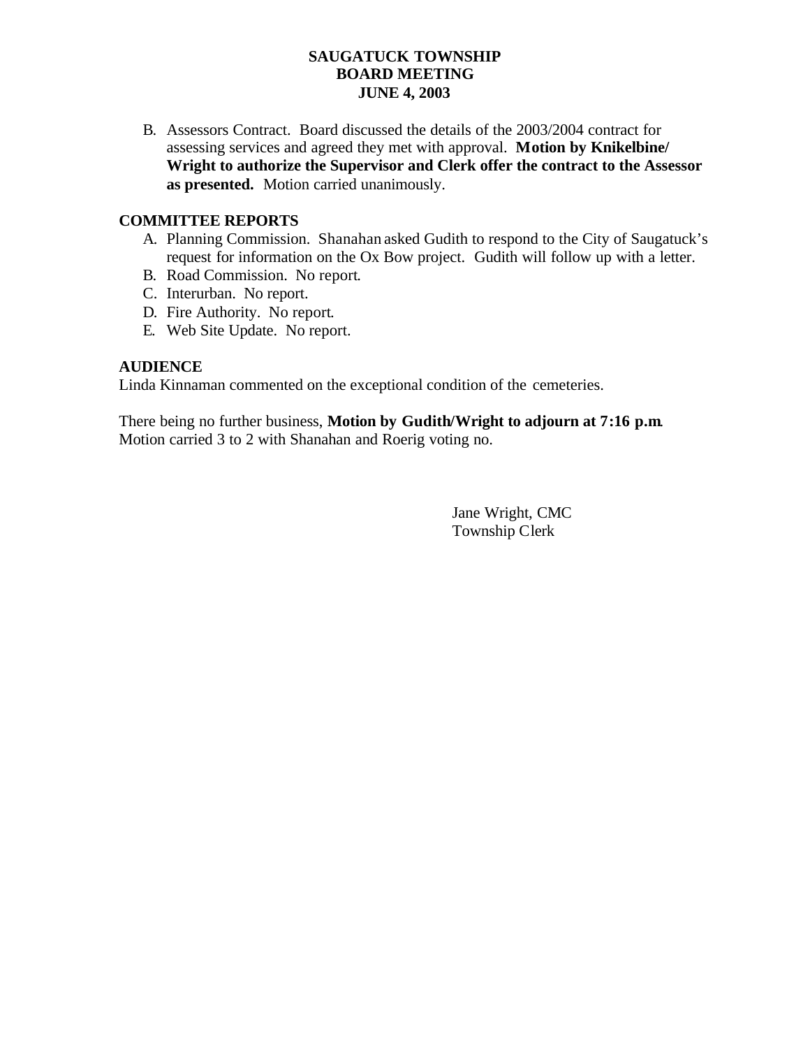B. Assessors Contract. Board discussed the details of the 2003/2004 contract for assessing services and agreed they met with approval. **Motion by Knikelbine/ Wright to authorize the Supervisor and Clerk offer the contract to the Assessor as presented.** Motion carried unanimously.

## COMMITTEE REPORTS

A. Planning Commission. Shanahan asked Gudith to respond to the City of Saugatuck's request for information on the Ox Bow project. Gudith will follow up with a letter.
B. Road Commission. No report.
C. Interurban. No report.
D. Fire Authority. No report.
E. Web Site Update. No report.

## AUDIENCE

Linda Kinnaman commented on the exceptional condition of the cemeteries.

There being no further business, **Motion by Gudith/Wright to adjourn at 7:16 p.m.** Motion carried 3 to 2 with Shanahan and Roerig voting no.

Jane Wright, CMC
Township Clerk